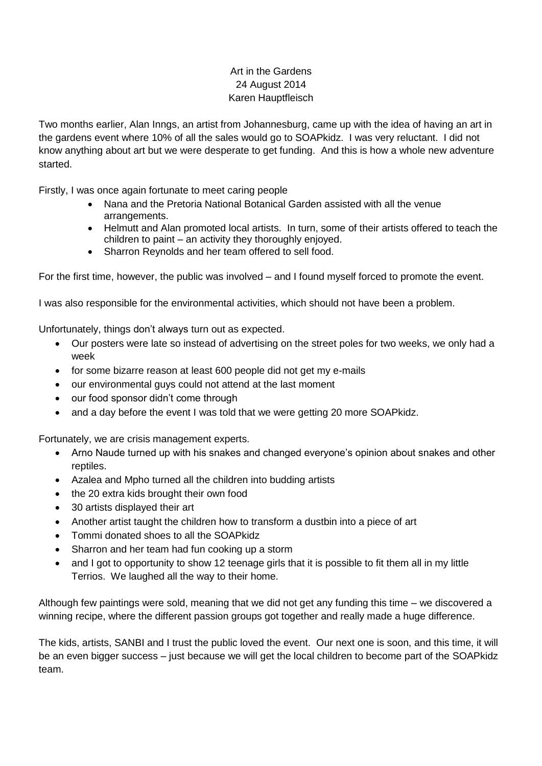# Art in the Gardens

24 August 2014

Karen Hauptfleisch

Two months earlier, Alan Inngs, an artist from Johannesburg, came up with the idea of having an art in the gardens event where 10% of all the sales would go to SOAPkidz. I was very reluctant. I did not know anything about art but we were desperate to get funding. And this is how a whole new adventure started.

Firstly, I was once again fortunate to meet caring people

- Nana and the Pretoria National Botanical Garden assisted with all the venue arrangements.
- Helmutt and Alan promoted local artists. In turn, some of their artists offered to teach the children to paint – an activity they thoroughly enjoyed.
- Sharron Reynolds and her team offered to sell food.

For the first time, however, the public was involved – and I found myself forced to promote the event.

I was also responsible for the environmental activities, which should not have been a problem.

Unfortunately, things don't always turn out as expected.

- Our posters were late so instead of advertising on the street poles for two weeks, we only had a week
- for some bizarre reason at least 600 people did not get my e-mails
- our environmental guys could not attend at the last moment
- our food sponsor didn't come through
- and a day before the event I was told that we were getting 20 more SOAPkidz.

Fortunately, we are crisis management experts.

- Arno Naude turned up with his snakes and changed everyone's opinion about snakes and other reptiles.
- Azalea and Mpho turned all the children into budding artists
- the 20 extra kids brought their own food
- 30 artists displayed their art
- Another artist taught the children how to transform a dustbin into a piece of art
- Tommi donated shoes to all the SOAPkidz
- Sharron and her team had fun cooking up a storm
- and I got to opportunity to show 12 teenage girls that it is possible to fit them all in my little Terrios. We laughed all the way to their home.

Although few paintings were sold, meaning that we did not get any funding this time – we discovered a winning recipe, where the different passion groups got together and really made a huge difference.

The kids, artists, SANBI and I trust the public loved the event. Our next one is soon, and this time, it will be an even bigger success – just because we will get the local children to become part of the SOAPkidz team.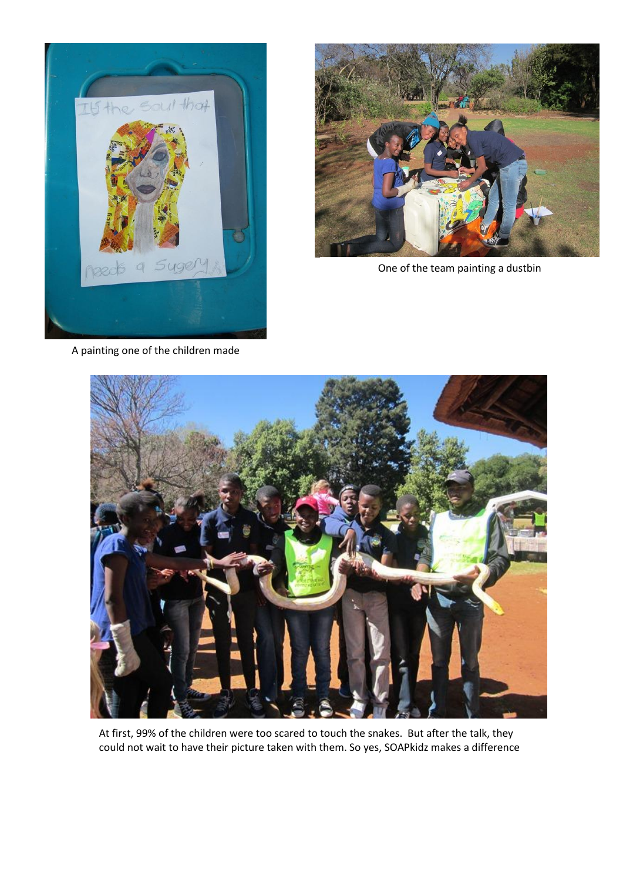A painting one of the children made

One of the team painting a dustbin

At first, 99% of the children were too scared to touch the snakes. But after the talk, they could not wait to have their picture taken with them. So yes, SOAPkidz makes a difference